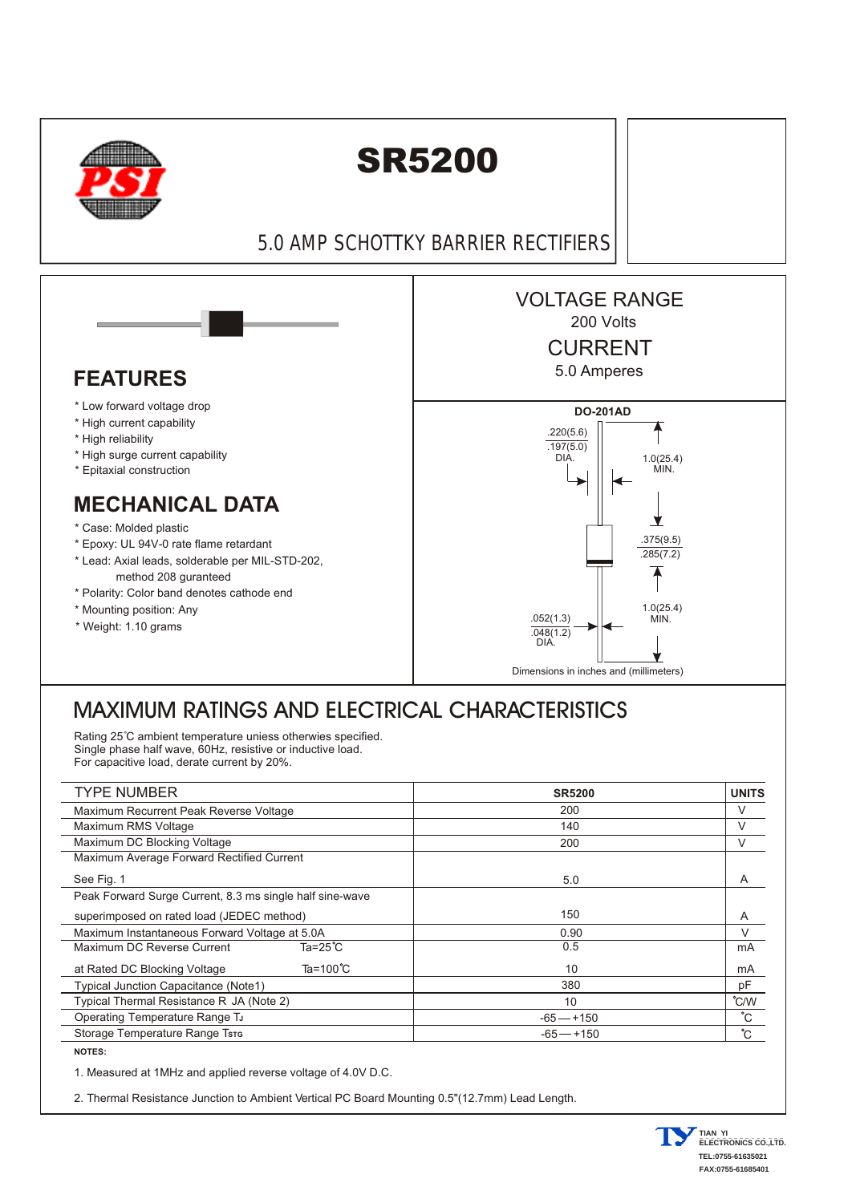# SR5200

## 5.0 AMP SCHOTTKY BARRIER RECTIFIERS

**VOLTAGE RANGE**
200 Volts

**CURRENT**
5.0 Amperes

## FEATURES

* Low forward voltage drop
* High current capability
* High reliability
* High surge current capability
* Epitaxial construction

## MECHANICAL DATA

* Case: Molded plastic
* Epoxy: UL 94V-0 rate flame retardant
* Lead: Axial leads, solderable per MIL-STD-202, method 208 guranteed
* Polarity: Color band denotes cathode end
* Mounting position: Any
* Weight: 1.10 grams

**DO-201AD**

.220(5.6) / .197(5.0) DIA.
1.0(25.4) MIN.
.375(9.5) / .285(7.2)
1.0(25.4) MIN.
.052(1.3) / .048(1.2) DIA.

Dimensions in inches and (millimeters)

## MAXIMUM RATINGS AND ELECTRICAL CHARACTERISTICS

Rating 25℃ ambient temperature uniess otherwies specified.
Single phase half wave, 60Hz, resistive or inductive load.
For capacitive load, derate current by 20%.

| TYPE NUMBER | | SR5200 | UNITS |
|---|---|---|---|
| Maximum Recurrent Peak Reverse Voltage | | 200 | V |
| Maximum RMS Voltage | | 140 | V |
| Maximum DC Blocking Voltage | | 200 | V |
| Maximum Average Forward Rectified Current See Fig. 1 | | 5.0 | A |
| Peak Forward Surge Current, 8.3 ms single half sine-wave superimposed on rated load (JEDEC method) | | 150 | A |
| Maximum Instantaneous Forward Voltage at 5.0A | | 0.90 | V |
| Maximum DC Reverse Current | Ta=25℃ | 0.5 | mA |
| at Rated DC Blocking Voltage | Ta=100℃ | 10 | mA |
| Typical Junction Capacitance (Note1) | | 380 | pF |
| Typical Thermal Resistance R JA (Note 2) | | 10 | ℃/W |
| Operating Temperature Range $T_J$ | | -65 — +150 | ℃ |
| Storage Temperature Range $T_{STG}$ | | -65 — +150 | ℃ |

**NOTES:**

1. Measured at 1MHz and applied reverse voltage of 4.0V D.C.

2. Thermal Resistance Junction to Ambient Vertical PC Board Mounting 0.5"(12.7mm) Lead Length.

TIAN YI ELECTRONICS CO.,LTD.
TEL:0755-61635021
FAX:0755-61685401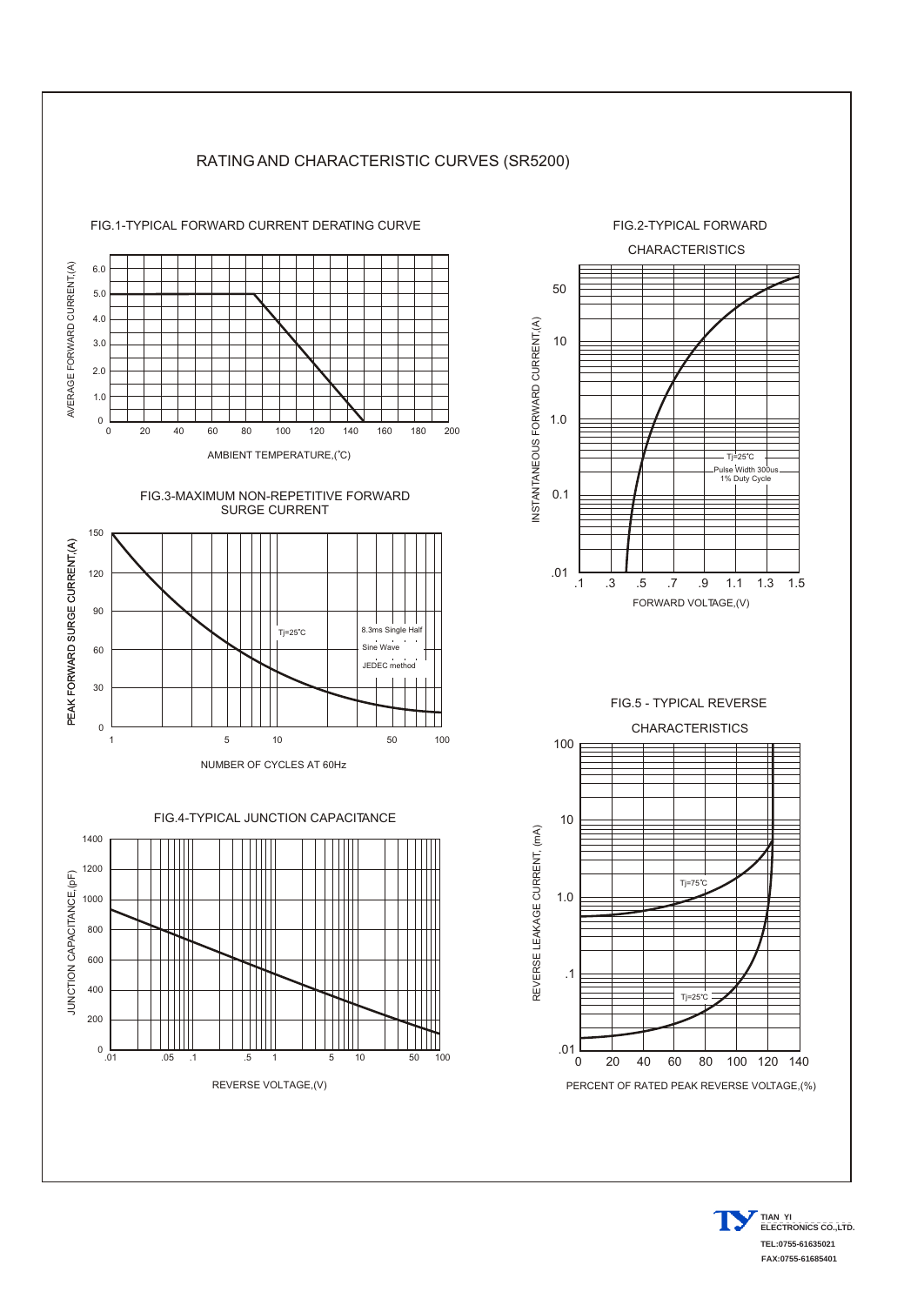# RATING AND CHARACTERISTIC CURVES (SR5200)

FIG.1-TYPICAL FORWARD CURRENT DERATING CURVE

AVERAGE FORWARD CURRENT,(A)

6.0
5.0
4.0
3.0
2.0
1.0
0

0 20 40 60 80 100 120 140 160 180 200

AMBIENT TEMPERATURE,(℃)

FIG.2-TYPICAL FORWARD CHARACTERISTICS

INSTANTANEOUS FORWARD CURRENT,(A)

50
10
1.0
0.1
.01

.1 .3 .5 .7 .9 1.1 1.3 1.5

FORWARD VOLTAGE,(V)

Tj=25℃
Pulse Width 300us
1% Duty Cycle

FIG.3-MAXIMUM NON-REPETITIVE FORWARD SURGE CURRENT

PEAK FORWARD SURGE CURRENT,(A)

150
120
90
60
30
0

1 5 10 50 100

NUMBER OF CYCLES AT 60Hz

Tj=25℃

8.3ms Single Half
Sine Wave
JEDEC method

FIG.4-TYPICAL JUNCTION CAPACITANCE

JUNCTION CAPACITANCE,(pF)

1400
1200
1000
800
600
400
200
0

.01 .05 .1 .5 1 5 10 50 100

REVERSE VOLTAGE,(V)

FIG.5 - TYPICAL REVERSE CHARACTERISTICS

REVERSE LEAKAGE CURRENT, (mA)

100
10
1.0
.1
.01

0 20 40 60 80 100 120 140

PERCENT OF RATED PEAK REVERSE VOLTAGE,(%)

Tj=75℃

Tj=25℃

TIAN YI ELECTRONICS CO.,LTD.
TEL:0755-61635021
FAX:0755-61685401